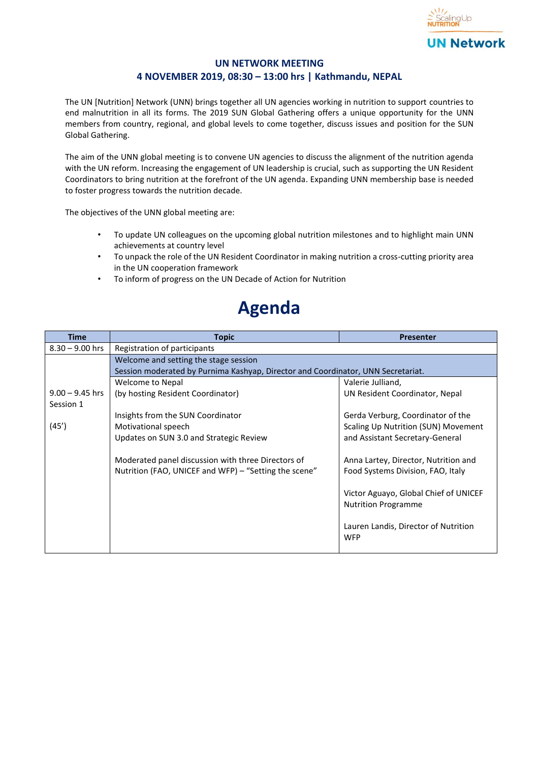# UN NETWORK MEETING

## 4 NOVEMBER 2019, 08:30 – 13:00 hrs | Kathmandu, NEPAL

The UN [Nutrition] Network (UNN) brings together all UN agencies working in nutrition to support countries to end malnutrition in all its forms. The 2019 SUN Global Gathering offers a unique opportunity for the UNN members from country, regional, and global levels to come together, discuss issues and position for the SUN Global Gathering.

The aim of the UNN global meeting is to convene UN agencies to discuss the alignment of the nutrition agenda with the UN reform. Increasing the engagement of UN leadership is crucial, such as supporting the UN Resident Coordinators to bring nutrition at the forefront of the UN agenda. Expanding UNN membership base is needed to foster progress towards the nutrition decade.

The objectives of the UNN global meeting are:

- To update UN colleagues on the upcoming global nutrition milestones and to highlight main UNN achievements at country level
- To unpack the role of the UN Resident Coordinator in making nutrition a cross-cutting priority area in the UN cooperation framework
- To inform of progress on the UN Decade of Action for Nutrition

# Agenda

| Time | Topic | Presenter |
|---|---|---|
| 8.30 – 9.00 hrs | Registration of participants | |
| 9.00 – 9.45 hrs<br>Session 1<br><br>(45') | Welcome and setting the stage session<br>Session moderated by Purnima Kashyap, Director and Coordinator, UNN Secretariat. | |
| | Welcome to Nepal<br>(by hosting Resident Coordinator) | Valerie Julliand,<br>UN Resident Coordinator, Nepal |
| | Insights from the SUN Coordinator<br>Motivational speech<br>Updates on SUN 3.0 and Strategic Review | Gerda Verburg, Coordinator of the Scaling Up Nutrition (SUN) Movement and Assistant Secretary-General |
| | Moderated panel discussion with three Directors of Nutrition (FAO, UNICEF and WFP) – "Setting the scene" | Anna Lartey, Director, Nutrition and Food Systems Division, FAO, Italy<br><br>Victor Aguayo, Global Chief of UNICEF Nutrition Programme<br><br>Lauren Landis, Director of Nutrition WFP |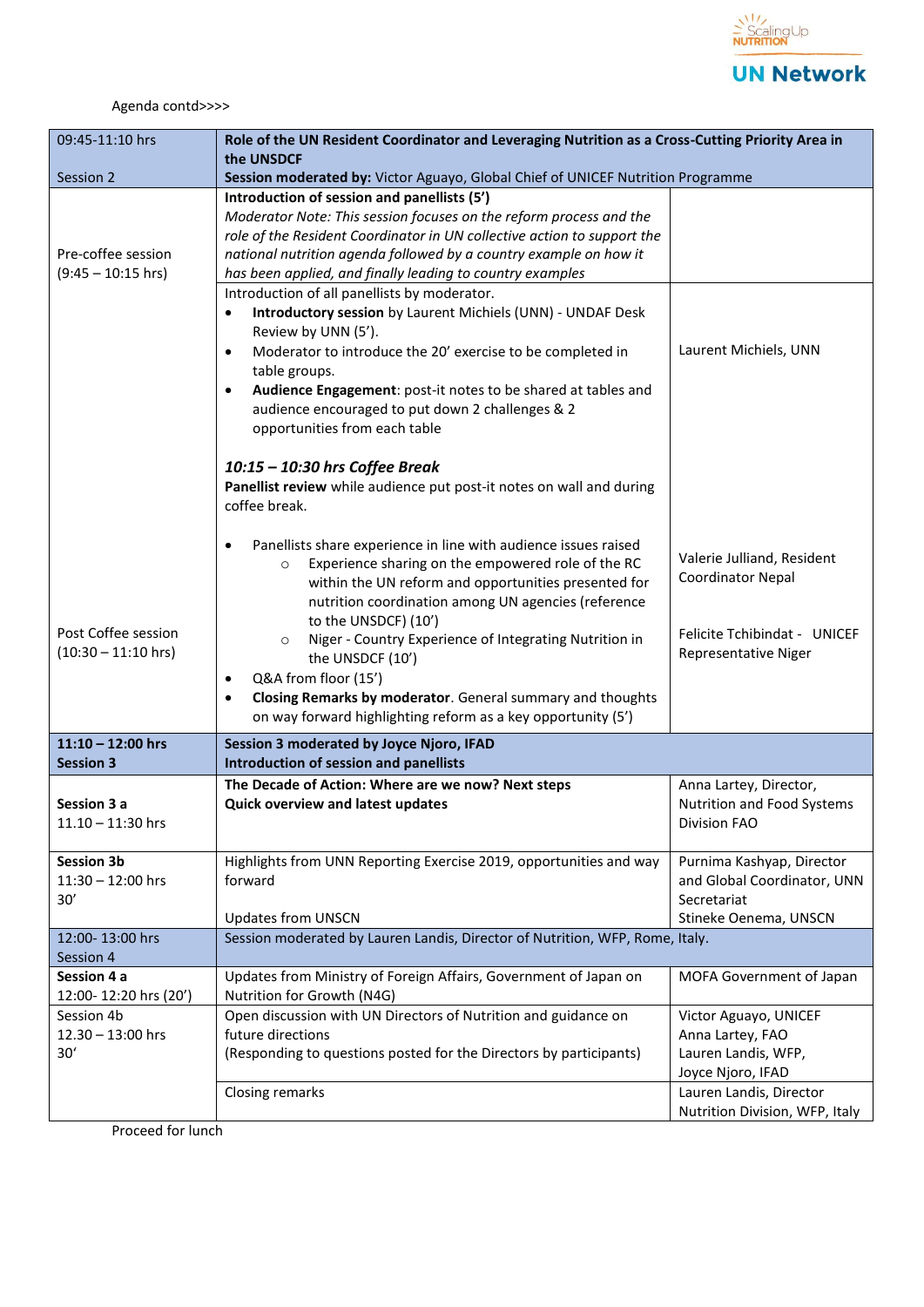Agenda contd>>>>

| | | |
|---|---|---|
| 09:45-11:10 hrs<br><br>Session 2 | **Role of the UN Resident Coordinator and Leveraging Nutrition as a Cross-Cutting Priority Area in the UNSDCF**<br>**Session moderated by:** Victor Aguayo, Global Chief of UNICEF Nutrition Programme | |
| Pre-coffee session<br>(9:45 – 10:15 hrs) | **Introduction of session and panellists (5')**<br>*Moderator Note: This session focuses on the reform process and the role of the Resident Coordinator in UN collective action to support the national nutrition agenda followed by a country example on how it has been applied, and finally leading to country examples* | |
| | Introduction of all panellists by moderator.<br>• **Introductory session** by Laurent Michiels (UNN) - UNDAF Desk Review by UNN (5').<br>• Moderator to introduce the 20' exercise to be completed in table groups.<br>• **Audience Engagement**: post-it notes to be shared at tables and audience encouraged to put down 2 challenges & 2 opportunities from each table<br><br>***10:15 – 10:30 hrs Coffee Break***<br>**Panellist review** while audience put post-it notes on wall and during coffee break. | Laurent Michiels, UNN |
| Post Coffee session<br>(10:30 – 11:10 hrs) | • Panellists share experience in line with audience issues raised<br>  ○ Experience sharing on the empowered role of the RC within the UN reform and opportunities presented for nutrition coordination among UN agencies (reference to the UNSDCF) (10')<br>  ○ Niger - Country Experience of Integrating Nutrition in the UNSDCF (10')<br>• Q&A from floor (15')<br>• **Closing Remarks by moderator**. General summary and thoughts on way forward highlighting reform as a key opportunity (5') | Valerie Julliand, Resident Coordinator Nepal<br><br>Felicite Tchibindat - UNICEF Representative Niger |
| **11:10 – 12:00 hrs**<br>**Session 3** | **Session 3 moderated by Joyce Njoro, IFAD**<br>**Introduction of session and panellists** | |
| **Session 3 a**<br>11.10 – 11:30 hrs | **The Decade of Action: Where are we now? Next steps**<br>**Quick overview and latest updates** | Anna Lartey, Director, Nutrition and Food Systems Division FAO |
| **Session 3b**<br>11:30 – 12:00 hrs<br>30' | Highlights from UNN Reporting Exercise 2019, opportunities and way forward<br><br>Updates from UNSCN | Purnima Kashyap, Director and Global Coordinator, UNN Secretariat<br>Stineke Oenema, UNSCN |
| 12:00- 13:00 hrs<br>Session 4 | Session moderated by Lauren Landis, Director of Nutrition, WFP, Rome, Italy. | |
| **Session 4 a**<br>12:00- 12:20 hrs (20') | Updates from Ministry of Foreign Affairs, Government of Japan on Nutrition for Growth (N4G) | MOFA Government of Japan |
| Session 4b<br>12.30 – 13:00 hrs<br>30' | Open discussion with UN Directors of Nutrition and guidance on future directions<br>(Responding to questions posted for the Directors by participants) | Victor Aguayo, UNICEF<br>Anna Lartey, FAO<br>Lauren Landis, WFP,<br>Joyce Njoro, IFAD |
| | Closing remarks | Lauren Landis, Director Nutrition Division, WFP, Italy |

Proceed for lunch